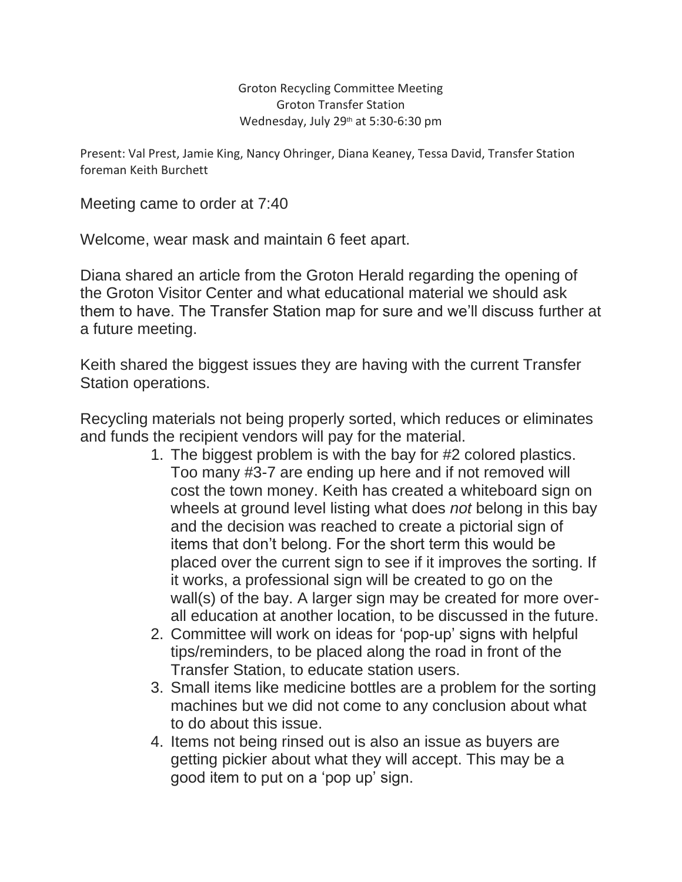Groton Recycling Committee Meeting
Groton Transfer Station
Wednesday, July 29th at 5:30-6:30 pm

Present: Val Prest, Jamie King, Nancy Ohringer, Diana Keaney, Tessa David, Transfer Station foreman Keith Burchett

Meeting came to order at 7:40

Welcome, wear mask and maintain 6 feet apart.

Diana shared an article from the Groton Herald regarding the opening of the Groton Visitor Center and what educational material we should ask them to have. The Transfer Station map for sure and we'll discuss further at a future meeting.

Keith shared the biggest issues they are having with the current Transfer Station operations.

Recycling materials not being properly sorted, which reduces or eliminates and funds the recipient vendors will pay for the material.

1. The biggest problem is with the bay for #2 colored plastics. Too many #3-7 are ending up here and if not removed will cost the town money. Keith has created a whiteboard sign on wheels at ground level listing what does *not* belong in this bay and the decision was reached to create a pictorial sign of items that don't belong. For the short term this would be placed over the current sign to see if it improves the sorting. If it works, a professional sign will be created to go on the wall(s) of the bay. A larger sign may be created for more over-all education at another location, to be discussed in the future.
2. Committee will work on ideas for 'pop-up' signs with helpful tips/reminders, to be placed along the road in front of the Transfer Station, to educate station users.
3. Small items like medicine bottles are a problem for the sorting machines but we did not come to any conclusion about what to do about this issue.
4. Items not being rinsed out is also an issue as buyers are getting pickier about what they will accept. This may be a good item to put on a 'pop up' sign.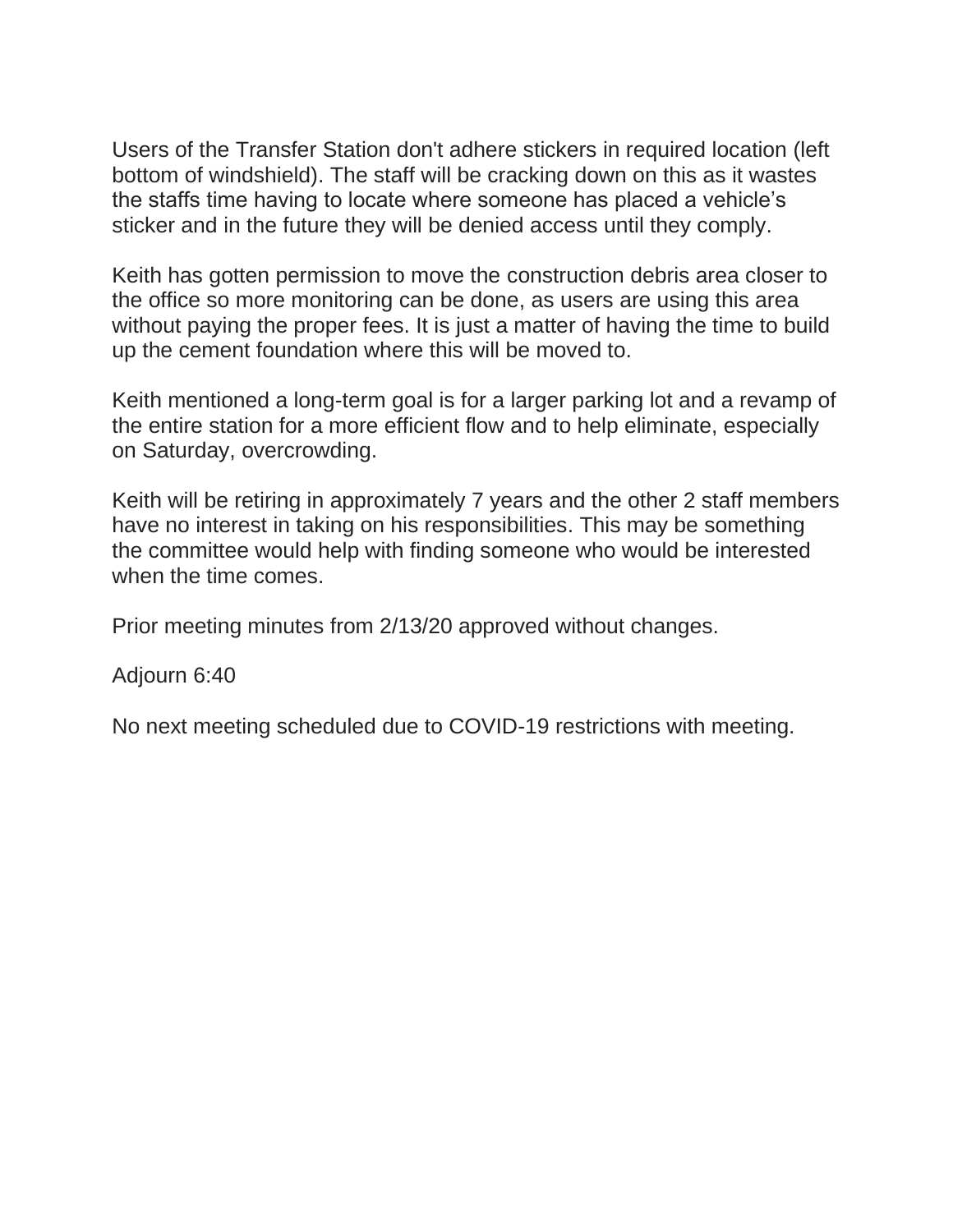Users of the Transfer Station don't adhere stickers in required location (left bottom of windshield). The staff will be cracking down on this as it wastes the staffs time having to locate where someone has placed a vehicle's sticker and in the future they will be denied access until they comply.

Keith has gotten permission to move the construction debris area closer to the office so more monitoring can be done, as users are using this area without paying the proper fees. It is just a matter of having the time to build up the cement foundation where this will be moved to.

Keith mentioned a long-term goal is for a larger parking lot and a revamp of the entire station for a more efficient flow and to help eliminate, especially on Saturday, overcrowding.

Keith will be retiring in approximately 7 years and the other 2 staff members have no interest in taking on his responsibilities. This may be something the committee would help with finding someone who would be interested when the time comes.

Prior meeting minutes from 2/13/20 approved without changes.

Adjourn 6:40

No next meeting scheduled due to COVID-19 restrictions with meeting.